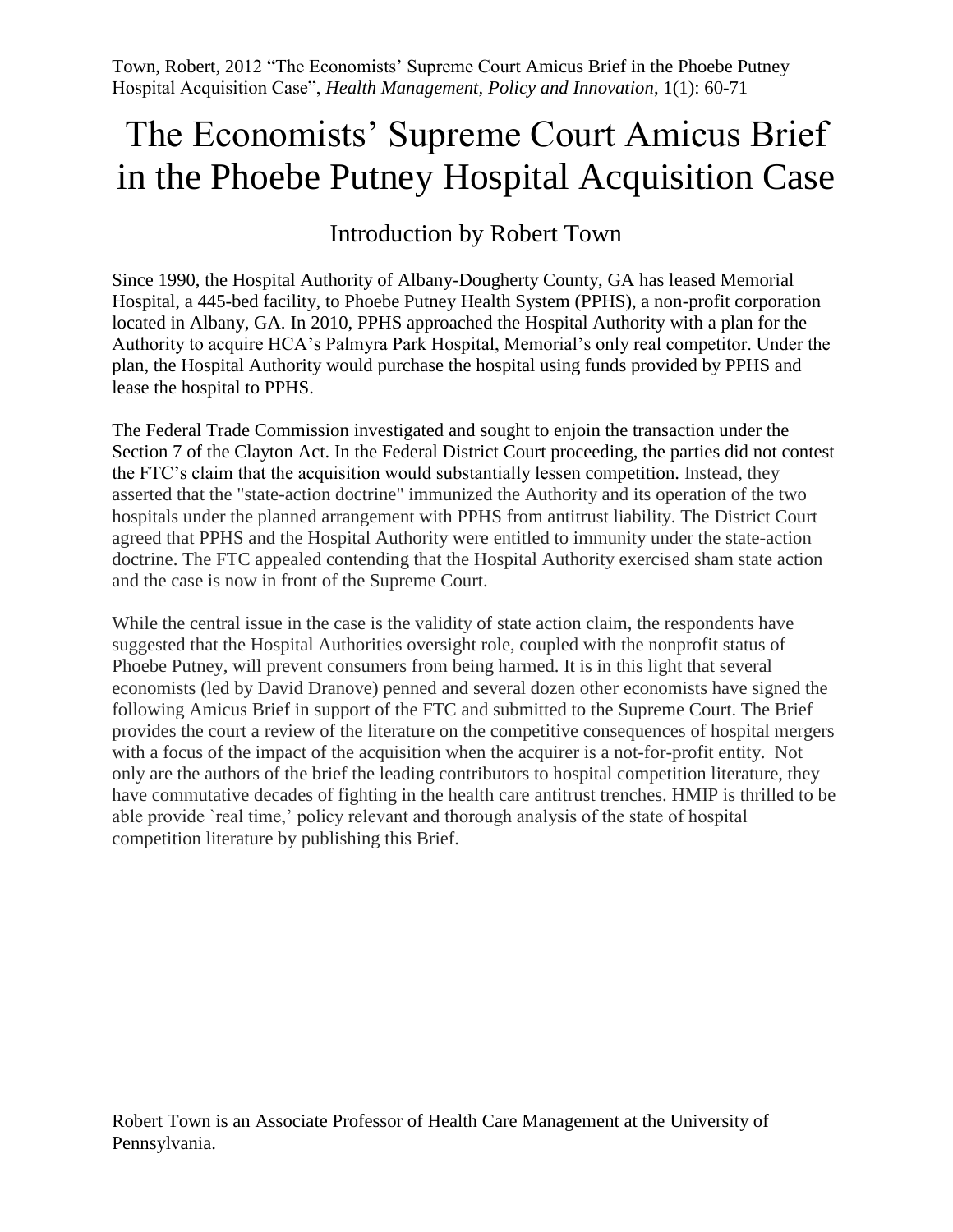Town, Robert, 2012 "The Economists' Supreme Court Amicus Brief in the Phoebe Putney Hospital Acquisition Case", *Health Management, Policy and Innovation*, 1(1): 60-71

# The Economists' Supreme Court Amicus Brief in the Phoebe Putney Hospital Acquisition Case

## Introduction by Robert Town

Since 1990, the Hospital Authority of Albany-Dougherty County, GA has leased Memorial Hospital, a 445-bed facility, to Phoebe Putney Health System (PPHS), a non-profit corporation located in Albany, GA. In 2010, PPHS approached the Hospital Authority with a plan for the Authority to acquire HCA's Palmyra Park Hospital, Memorial's only real competitor. Under the plan, the Hospital Authority would purchase the hospital using funds provided by PPHS and lease the hospital to PPHS.

The Federal Trade Commission investigated and sought to enjoin the transaction under the Section 7 of the Clayton Act. In the Federal District Court proceeding, the parties did not contest the FTC's claim that the acquisition would substantially lessen competition. Instead, they asserted that the "state-action doctrine" immunized the Authority and its operation of the two hospitals under the planned arrangement with PPHS from antitrust liability. The District Court agreed that PPHS and the Hospital Authority were entitled to immunity under the state-action doctrine. The FTC appealed contending that the Hospital Authority exercised sham state action and the case is now in front of the Supreme Court.

While the central issue in the case is the validity of state action claim, the respondents have suggested that the Hospital Authorities oversight role, coupled with the nonprofit status of Phoebe Putney, will prevent consumers from being harmed. It is in this light that several economists (led by David Dranove) penned and several dozen other economists have signed the following Amicus Brief in support of the FTC and submitted to the Supreme Court. The Brief provides the court a review of the literature on the competitive consequences of hospital mergers with a focus of the impact of the acquisition when the acquirer is a not-for-profit entity. Not only are the authors of the brief the leading contributors to hospital competition literature, they have commutative decades of fighting in the health care antitrust trenches. HMIP is thrilled to be able provide `real time,' policy relevant and thorough analysis of the state of hospital competition literature by publishing this Brief.

Robert Town is an Associate Professor of Health Care Management at the University of Pennsylvania.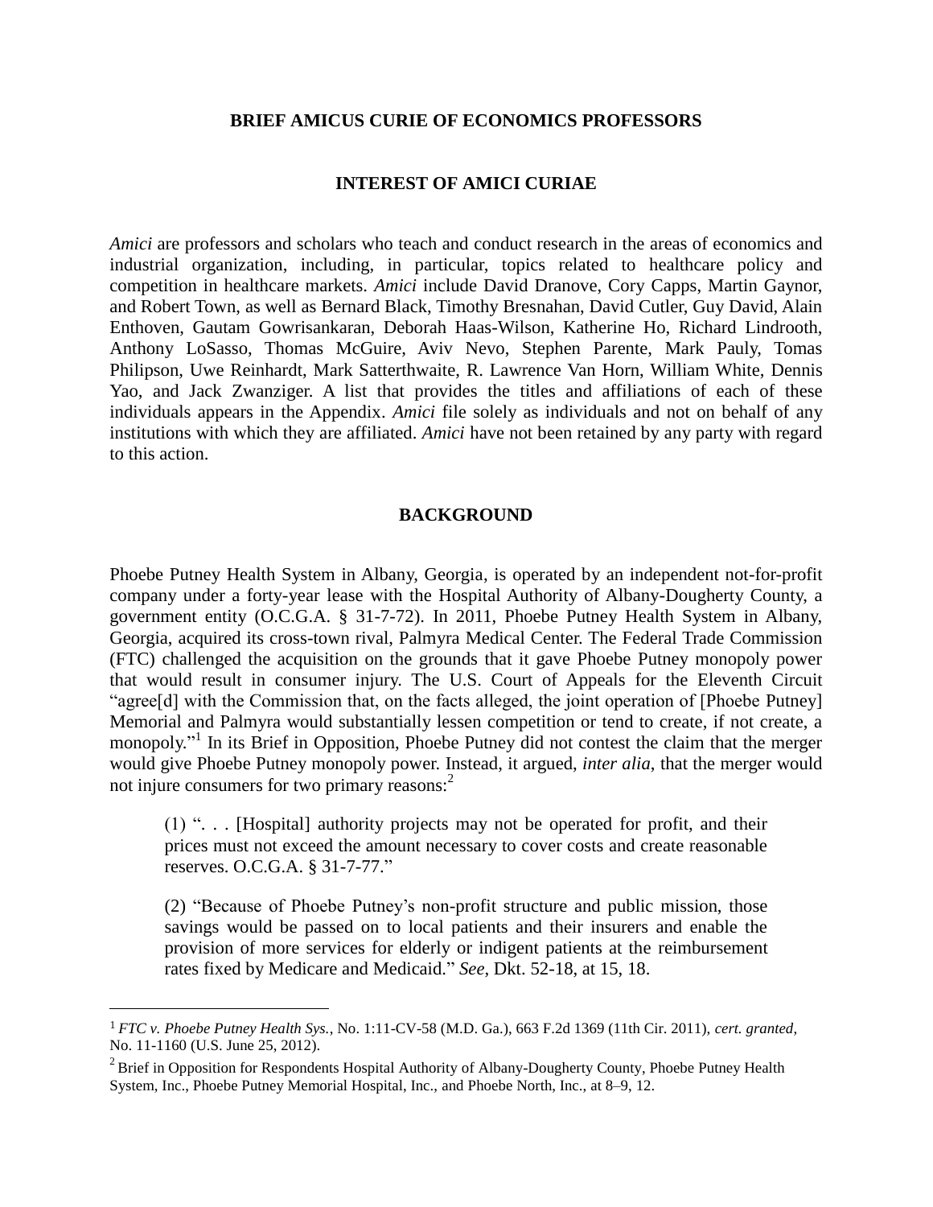## BRIEF AMICUS CURIE OF ECONOMICS PROFESSORS

### INTEREST OF AMICI CURIAE

*Amici* are professors and scholars who teach and conduct research in the areas of economics and industrial organization, including, in particular, topics related to healthcare policy and competition in healthcare markets. *Amici* include David Dranove, Cory Capps, Martin Gaynor, and Robert Town, as well as Bernard Black, Timothy Bresnahan, David Cutler, Guy David, Alain Enthoven, Gautam Gowrisankaran, Deborah Haas-Wilson, Katherine Ho, Richard Lindrooth, Anthony LoSasso, Thomas McGuire, Aviv Nevo, Stephen Parente, Mark Pauly, Tomas Philipson, Uwe Reinhardt, Mark Satterthwaite, R. Lawrence Van Horn, William White, Dennis Yao, and Jack Zwanziger. A list that provides the titles and affiliations of each of these individuals appears in the Appendix. *Amici* file solely as individuals and not on behalf of any institutions with which they are affiliated. *Amici* have not been retained by any party with regard to this action.

### BACKGROUND

Phoebe Putney Health System in Albany, Georgia, is operated by an independent not-for-profit company under a forty-year lease with the Hospital Authority of Albany-Dougherty County, a government entity (O.C.G.A. § 31-7-72). In 2011, Phoebe Putney Health System in Albany, Georgia, acquired its cross-town rival, Palmyra Medical Center. The Federal Trade Commission (FTC) challenged the acquisition on the grounds that it gave Phoebe Putney monopoly power that would result in consumer injury. The U.S. Court of Appeals for the Eleventh Circuit "agree[d] with the Commission that, on the facts alleged, the joint operation of [Phoebe Putney] Memorial and Palmyra would substantially lessen competition or tend to create, if not create, a monopoly."[1] In its Brief in Opposition, Phoebe Putney did not contest the claim that the merger would give Phoebe Putney monopoly power. Instead, it argued, *inter alia*, that the merger would not injure consumers for two primary reasons:[2]

> (1) ". . . [Hospital] authority projects may not be operated for profit, and their prices must not exceed the amount necessary to cover costs and create reasonable reserves. O.C.G.A. § 31-7-77."
>
> (2) "Because of Phoebe Putney's non-profit structure and public mission, those savings would be passed on to local patients and their insurers and enable the provision of more services for elderly or indigent patients at the reimbursement rates fixed by Medicare and Medicaid." *See*, Dkt. 52-18, at 15, 18.

---

[1] *FTC v. Phoebe Putney Health Sys.*, No. 1:11-CV-58 (M.D. Ga.), 663 F.2d 1369 (11th Cir. 2011), *cert. granted*, No. 11-1160 (U.S. June 25, 2012).

[2] Brief in Opposition for Respondents Hospital Authority of Albany-Dougherty County, Phoebe Putney Health System, Inc., Phoebe Putney Memorial Hospital, Inc., and Phoebe North, Inc., at 8–9, 12.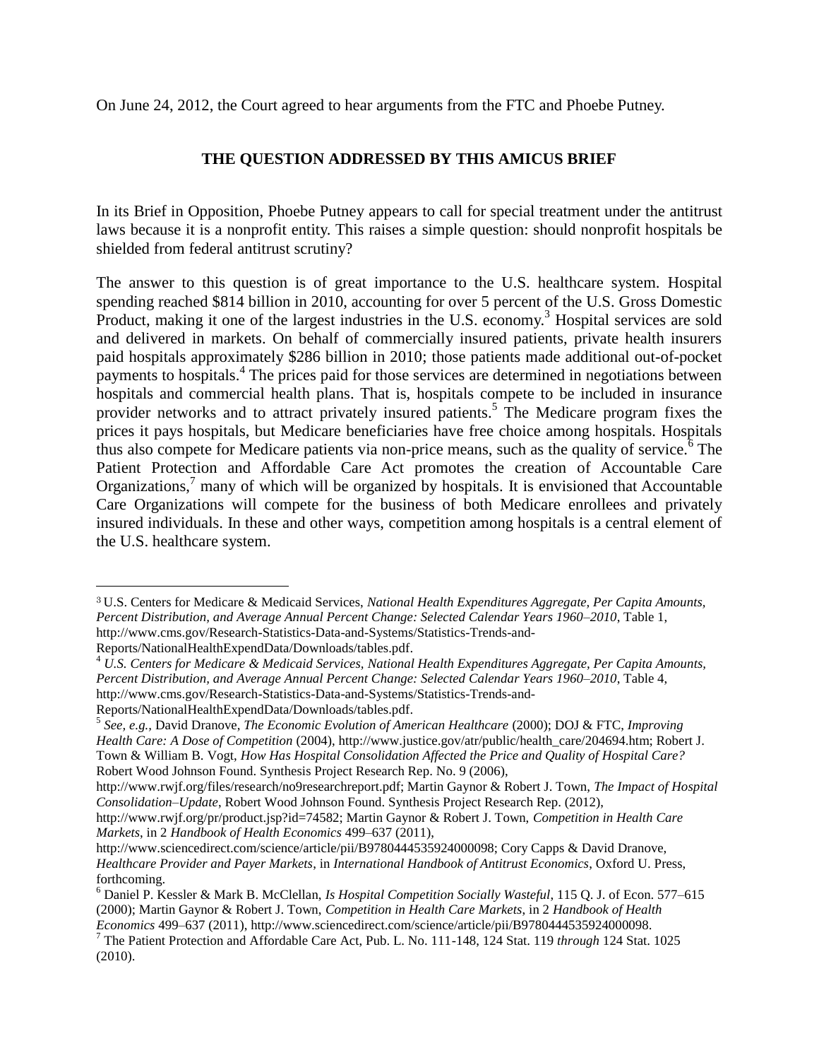On June 24, 2012, the Court agreed to hear arguments from the FTC and Phoebe Putney.

## THE QUESTION ADDRESSED BY THIS AMICUS BRIEF

In its Brief in Opposition, Phoebe Putney appears to call for special treatment under the antitrust laws because it is a nonprofit entity. This raises a simple question: should nonprofit hospitals be shielded from federal antitrust scrutiny?

The answer to this question is of great importance to the U.S. healthcare system. Hospital spending reached $814 billion in 2010, accounting for over 5 percent of the U.S. Gross Domestic Product, making it one of the largest industries in the U.S. economy.[3] Hospital services are sold and delivered in markets. On behalf of commercially insured patients, private health insurers paid hospitals approximately $286 billion in 2010; those patients made additional out-of-pocket payments to hospitals.[4] The prices paid for those services are determined in negotiations between hospitals and commercial health plans. That is, hospitals compete to be included in insurance provider networks and to attract privately insured patients.[5] The Medicare program fixes the prices it pays hospitals, but Medicare beneficiaries have free choice among hospitals. Hospitals thus also compete for Medicare patients via non-price means, such as the quality of service.[6] The Patient Protection and Affordable Care Act promotes the creation of Accountable Care Organizations,[7] many of which will be organized by hospitals. It is envisioned that Accountable Care Organizations will compete for the business of both Medicare enrollees and privately insured individuals. In these and other ways, competition among hospitals is a central element of the U.S. healthcare system.

---

[3] U.S. Centers for Medicare & Medicaid Services, *National Health Expenditures Aggregate, Per Capita Amounts, Percent Distribution, and Average Annual Percent Change: Selected Calendar Years 1960–2010*, Table 1, http://www.cms.gov/Research-Statistics-Data-and-Systems/Statistics-Trends-and-Reports/NationalHealthExpendData/Downloads/tables.pdf.

[4] *U.S. Centers for Medicare & Medicaid Services, National Health Expenditures Aggregate, Per Capita Amounts, Percent Distribution, and Average Annual Percent Change: Selected Calendar Years 1960–2010*, Table 4, http://www.cms.gov/Research-Statistics-Data-and-Systems/Statistics-Trends-and-Reports/NationalHealthExpendData/Downloads/tables.pdf.

[5] *See, e.g.*, David Dranove, *The Economic Evolution of American Healthcare* (2000); DOJ & FTC, *Improving Health Care: A Dose of Competition* (2004), http://www.justice.gov/atr/public/health_care/204694.htm; Robert J. Town & William B. Vogt, *How Has Hospital Consolidation Affected the Price and Quality of Hospital Care?* Robert Wood Johnson Found. Synthesis Project Research Rep. No. 9 (2006), http://www.rwjf.org/files/research/no9researchreport.pdf; Martin Gaynor & Robert J. Town, *The Impact of Hospital Consolidation–Update*, Robert Wood Johnson Found. Synthesis Project Research Rep. (2012), http://www.rwjf.org/pr/product.jsp?id=74582; Martin Gaynor & Robert J. Town, *Competition in Health Care Markets*, in 2 *Handbook of Health Economics* 499–637 (2011), http://www.sciencedirect.com/science/article/pii/B9780444535924000098; Cory Capps & David Dranove, *Healthcare Provider and Payer Markets*, in *International Handbook of Antitrust Economics*, Oxford U. Press, forthcoming.

[6] Daniel P. Kessler & Mark B. McClellan, *Is Hospital Competition Socially Wasteful*, 115 Q. J. of Econ. 577–615 (2000); Martin Gaynor & Robert J. Town, *Competition in Health Care Markets*, in 2 *Handbook of Health Economics* 499–637 (2011), http://www.sciencedirect.com/science/article/pii/B9780444535924000098.

[7] The Patient Protection and Affordable Care Act, Pub. L. No. 111-148, 124 Stat. 119 *through* 124 Stat. 1025 (2010).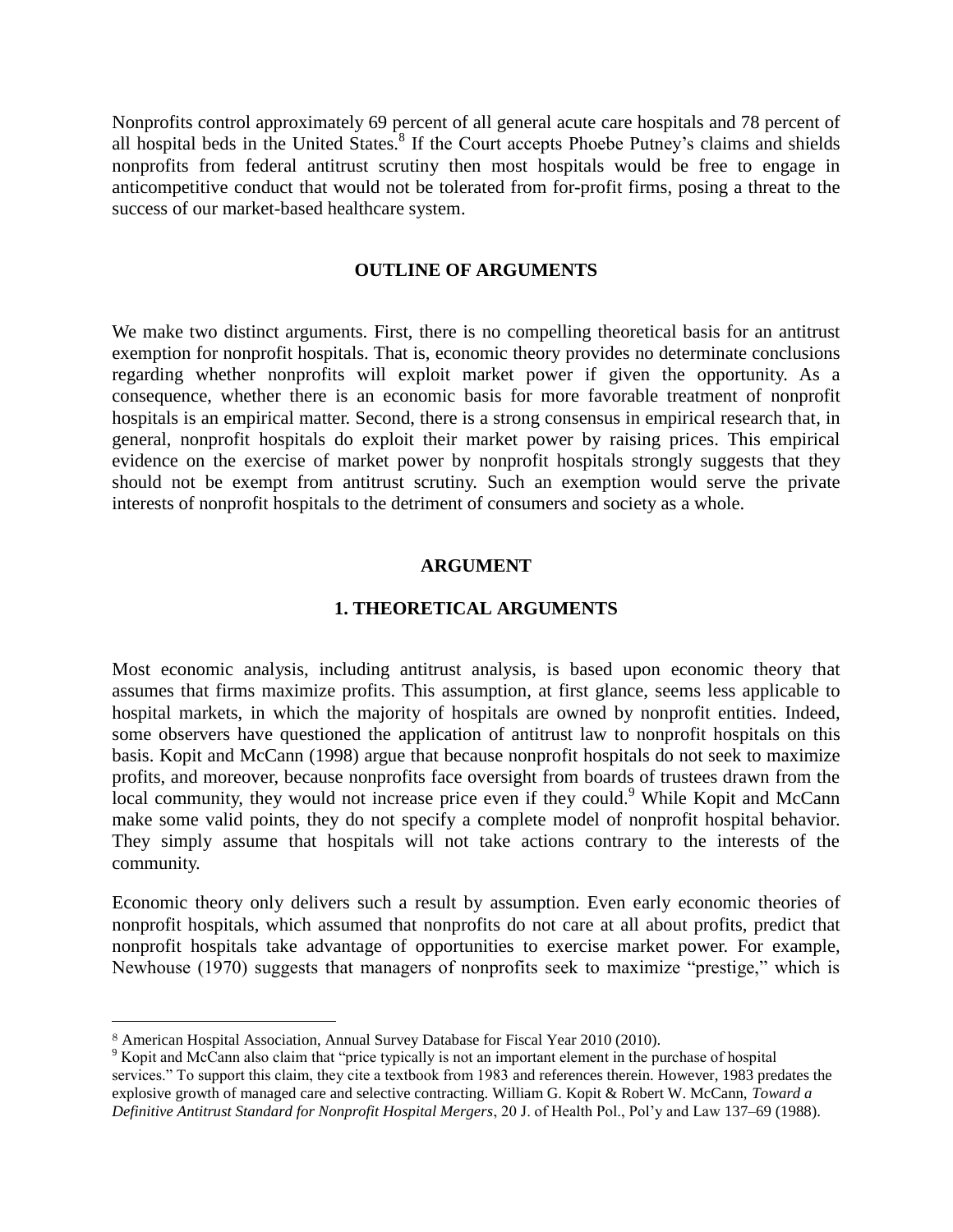Nonprofits control approximately 69 percent of all general acute care hospitals and 78 percent of all hospital beds in the United States.[8] If the Court accepts Phoebe Putney's claims and shields nonprofits from federal antitrust scrutiny then most hospitals would be free to engage in anticompetitive conduct that would not be tolerated from for-profit firms, posing a threat to the success of our market-based healthcare system.

## OUTLINE OF ARGUMENTS

We make two distinct arguments. First, there is no compelling theoretical basis for an antitrust exemption for nonprofit hospitals. That is, economic theory provides no determinate conclusions regarding whether nonprofits will exploit market power if given the opportunity. As a consequence, whether there is an economic basis for more favorable treatment of nonprofit hospitals is an empirical matter. Second, there is a strong consensus in empirical research that, in general, nonprofit hospitals do exploit their market power by raising prices. This empirical evidence on the exercise of market power by nonprofit hospitals strongly suggests that they should not be exempt from antitrust scrutiny. Such an exemption would serve the private interests of nonprofit hospitals to the detriment of consumers and society as a whole.

## ARGUMENT

### 1. THEORETICAL ARGUMENTS

Most economic analysis, including antitrust analysis, is based upon economic theory that assumes that firms maximize profits. This assumption, at first glance, seems less applicable to hospital markets, in which the majority of hospitals are owned by nonprofit entities. Indeed, some observers have questioned the application of antitrust law to nonprofit hospitals on this basis. Kopit and McCann (1998) argue that because nonprofit hospitals do not seek to maximize profits, and moreover, because nonprofits face oversight from boards of trustees drawn from the local community, they would not increase price even if they could.[9] While Kopit and McCann make some valid points, they do not specify a complete model of nonprofit hospital behavior. They simply assume that hospitals will not take actions contrary to the interests of the community.

Economic theory only delivers such a result by assumption. Even early economic theories of nonprofit hospitals, which assumed that nonprofits do not care at all about profits, predict that nonprofit hospitals take advantage of opportunities to exercise market power. For example, Newhouse (1970) suggests that managers of nonprofits seek to maximize "prestige," which is

---

[8] American Hospital Association, Annual Survey Database for Fiscal Year 2010 (2010).

[9] Kopit and McCann also claim that "price typically is not an important element in the purchase of hospital services." To support this claim, they cite a textbook from 1983 and references therein. However, 1983 predates the explosive growth of managed care and selective contracting. William G. Kopit & Robert W. McCann, *Toward a Definitive Antitrust Standard for Nonprofit Hospital Mergers*, 20 J. of Health Pol., Pol'y and Law 137–69 (1988).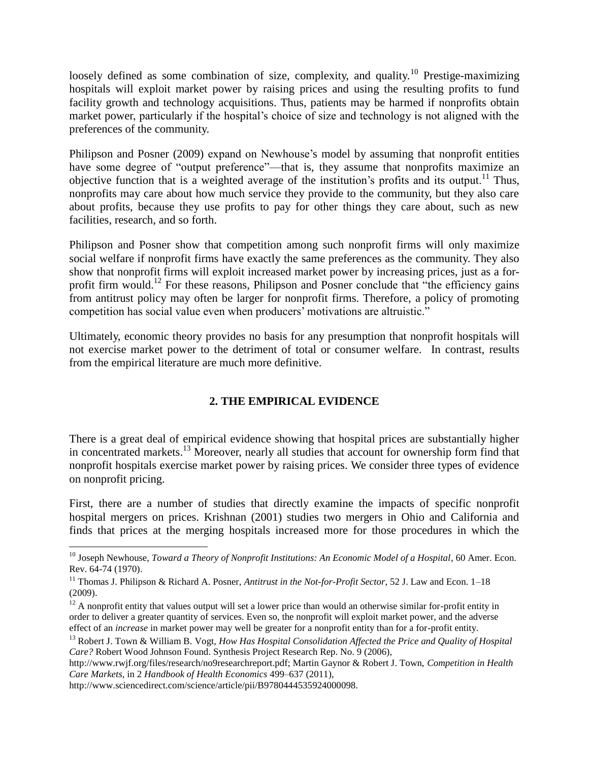loosely defined as some combination of size, complexity, and quality.[10] Prestige-maximizing hospitals will exploit market power by raising prices and using the resulting profits to fund facility growth and technology acquisitions. Thus, patients may be harmed if nonprofits obtain market power, particularly if the hospital's choice of size and technology is not aligned with the preferences of the community.

Philipson and Posner (2009) expand on Newhouse's model by assuming that nonprofit entities have some degree of "output preference"—that is, they assume that nonprofits maximize an objective function that is a weighted average of the institution's profits and its output.[11] Thus, nonprofits may care about how much service they provide to the community, but they also care about profits, because they use profits to pay for other things they care about, such as new facilities, research, and so forth.

Philipson and Posner show that competition among such nonprofit firms will only maximize social welfare if nonprofit firms have exactly the same preferences as the community. They also show that nonprofit firms will exploit increased market power by increasing prices, just as a for-profit firm would.[12] For these reasons, Philipson and Posner conclude that "the efficiency gains from antitrust policy may often be larger for nonprofit firms. Therefore, a policy of promoting competition has social value even when producers' motivations are altruistic."

Ultimately, economic theory provides no basis for any presumption that nonprofit hospitals will not exercise market power to the detriment of total or consumer welfare. In contrast, results from the empirical literature are much more definitive.

## 2. THE EMPIRICAL EVIDENCE

There is a great deal of empirical evidence showing that hospital prices are substantially higher in concentrated markets.[13] Moreover, nearly all studies that account for ownership form find that nonprofit hospitals exercise market power by raising prices. We consider three types of evidence on nonprofit pricing.

First, there are a number of studies that directly examine the impacts of specific nonprofit hospital mergers on prices. Krishnan (2001) studies two mergers in Ohio and California and finds that prices at the merging hospitals increased more for those procedures in which the

---

[10] Joseph Newhouse, *Toward a Theory of Nonprofit Institutions: An Economic Model of a Hospital*, 60 Amer. Econ. Rev. 64-74 (1970).

[11] Thomas J. Philipson & Richard A. Posner, *Antitrust in the Not-for-Profit Sector*, 52 J. Law and Econ. 1–18 (2009).

[12] A nonprofit entity that values output will set a lower price than would an otherwise similar for-profit entity in order to deliver a greater quantity of services. Even so, the nonprofit will exploit market power, and the adverse effect of an *increase* in market power may well be greater for a nonprofit entity than for a for-profit entity.

[13] Robert J. Town & William B. Vogt, *How Has Hospital Consolidation Affected the Price and Quality of Hospital Care?* Robert Wood Johnson Found. Synthesis Project Research Rep. No. 9 (2006), http://www.rwjf.org/files/research/no9researchreport.pdf; Martin Gaynor & Robert J. Town, *Competition in Health Care Markets*, in 2 *Handbook of Health Economics* 499–637 (2011), http://www.sciencedirect.com/science/article/pii/B9780444535924000098.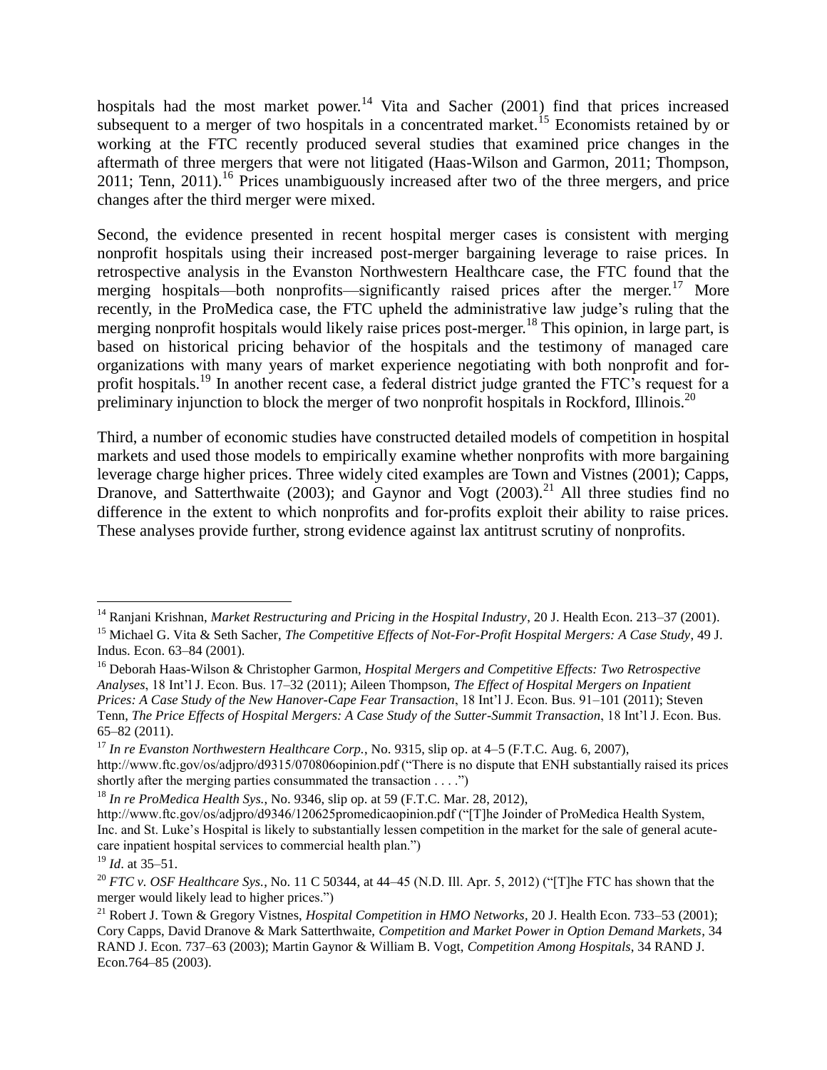hospitals had the most market power.[14] Vita and Sacher (2001) find that prices increased subsequent to a merger of two hospitals in a concentrated market.[15] Economists retained by or working at the FTC recently produced several studies that examined price changes in the aftermath of three mergers that were not litigated (Haas-Wilson and Garmon, 2011; Thompson, 2011; Tenn, 2011).[16] Prices unambiguously increased after two of the three mergers, and price changes after the third merger were mixed.

Second, the evidence presented in recent hospital merger cases is consistent with merging nonprofit hospitals using their increased post-merger bargaining leverage to raise prices. In retrospective analysis in the Evanston Northwestern Healthcare case, the FTC found that the merging hospitals—both nonprofits—significantly raised prices after the merger.[17] More recently, in the ProMedica case, the FTC upheld the administrative law judge's ruling that the merging nonprofit hospitals would likely raise prices post-merger.[18] This opinion, in large part, is based on historical pricing behavior of the hospitals and the testimony of managed care organizations with many years of market experience negotiating with both nonprofit and for-profit hospitals.[19] In another recent case, a federal district judge granted the FTC's request for a preliminary injunction to block the merger of two nonprofit hospitals in Rockford, Illinois.[20]

Third, a number of economic studies have constructed detailed models of competition in hospital markets and used those models to empirically examine whether nonprofits with more bargaining leverage charge higher prices. Three widely cited examples are Town and Vistnes (2001); Capps, Dranove, and Satterthwaite (2003); and Gaynor and Vogt (2003).[21] All three studies find no difference in the extent to which nonprofits and for-profits exploit their ability to raise prices. These analyses provide further, strong evidence against lax antitrust scrutiny of nonprofits.

---

[14] Ranjani Krishnan, *Market Restructuring and Pricing in the Hospital Industry*, 20 J. Health Econ. 213–37 (2001).

[15] Michael G. Vita & Seth Sacher, *The Competitive Effects of Not-For-Profit Hospital Mergers: A Case Study*, 49 J. Indus. Econ. 63–84 (2001).

[16] Deborah Haas-Wilson & Christopher Garmon, *Hospital Mergers and Competitive Effects: Two Retrospective Analyses*, 18 Int'l J. Econ. Bus. 17–32 (2011); Aileen Thompson, *The Effect of Hospital Mergers on Inpatient Prices: A Case Study of the New Hanover-Cape Fear Transaction*, 18 Int'l J. Econ. Bus. 91–101 (2011); Steven Tenn, *The Price Effects of Hospital Mergers: A Case Study of the Sutter-Summit Transaction*, 18 Int'l J. Econ. Bus. 65–82 (2011).

[17] *In re Evanston Northwestern Healthcare Corp.*, No. 9315, slip op. at 4–5 (F.T.C. Aug. 6, 2007), http://www.ftc.gov/os/adjpro/d9315/070806opinion.pdf ("There is no dispute that ENH substantially raised its prices shortly after the merging parties consummated the transaction . . . .")

[18] *In re ProMedica Health Sys.*, No. 9346, slip op. at 59 (F.T.C. Mar. 28, 2012), http://www.ftc.gov/os/adjpro/d9346/120625promedicaopinion.pdf ("[T]he Joinder of ProMedica Health System, Inc. and St. Luke's Hospital is likely to substantially lessen competition in the market for the sale of general acute-care inpatient hospital services to commercial health plan.")

[19] *Id*. at 35–51.

[20] *FTC v. OSF Healthcare Sys.*, No. 11 C 50344, at 44–45 (N.D. Ill. Apr. 5, 2012) ("[T]he FTC has shown that the merger would likely lead to higher prices.")

[21] Robert J. Town & Gregory Vistnes, *Hospital Competition in HMO Networks*, 20 J. Health Econ. 733–53 (2001); Cory Capps, David Dranove & Mark Satterthwaite, *Competition and Market Power in Option Demand Markets*, 34 RAND J. Econ. 737–63 (2003); Martin Gaynor & William B. Vogt, *Competition Among Hospitals*, 34 RAND J. Econ.764–85 (2003).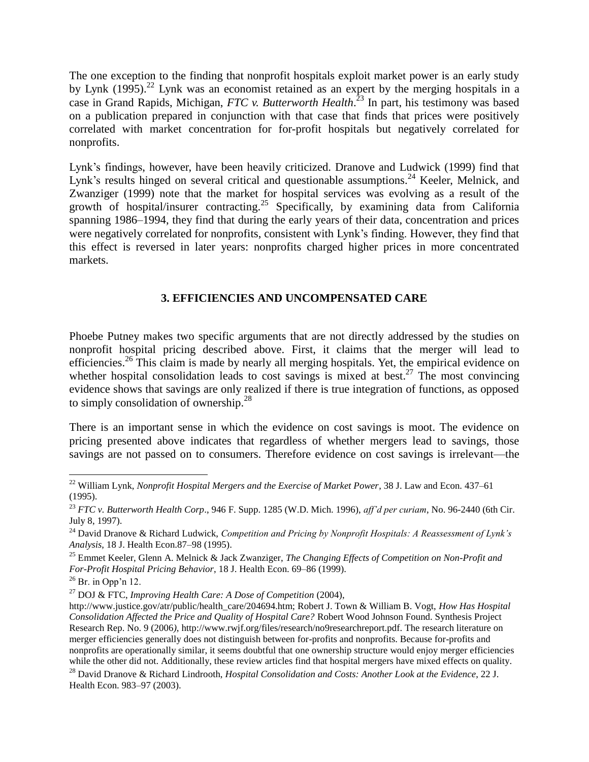The one exception to the finding that nonprofit hospitals exploit market power is an early study by Lynk (1995).[22] Lynk was an economist retained as an expert by the merging hospitals in a case in Grand Rapids, Michigan, *FTC v. Butterworth Health*.[23] In part, his testimony was based on a publication prepared in conjunction with that case that finds that prices were positively correlated with market concentration for for-profit hospitals but negatively correlated for nonprofits.

Lynk's findings, however, have been heavily criticized. Dranove and Ludwick (1999) find that Lynk's results hinged on several critical and questionable assumptions.[24] Keeler, Melnick, and Zwanziger (1999) note that the market for hospital services was evolving as a result of the growth of hospital/insurer contracting.[25] Specifically, by examining data from California spanning 1986–1994, they find that during the early years of their data, concentration and prices were negatively correlated for nonprofits, consistent with Lynk's finding. However, they find that this effect is reversed in later years: nonprofits charged higher prices in more concentrated markets.

## 3. EFFICIENCIES AND UNCOMPENSATED CARE

Phoebe Putney makes two specific arguments that are not directly addressed by the studies on nonprofit hospital pricing described above. First, it claims that the merger will lead to efficiencies.[26] This claim is made by nearly all merging hospitals. Yet, the empirical evidence on whether hospital consolidation leads to cost savings is mixed at best.[27] The most convincing evidence shows that savings are only realized if there is true integration of functions, as opposed to simply consolidation of ownership.[28]

There is an important sense in which the evidence on cost savings is moot. The evidence on pricing presented above indicates that regardless of whether mergers lead to savings, those savings are not passed on to consumers. Therefore evidence on cost savings is irrelevant—the

---

[22] William Lynk, *Nonprofit Hospital Mergers and the Exercise of Market Power*, 38 J. Law and Econ. 437–61 (1995).

[23] *FTC v. Butterworth Health Corp*., 946 F. Supp. 1285 (W.D. Mich. 1996), *aff'd per curiam*, No. 96-2440 (6th Cir. July 8, 1997).

[24] David Dranove & Richard Ludwick, *Competition and Pricing by Nonprofit Hospitals: A Reassessment of Lynk's Analysis*, 18 J. Health Econ.87–98 (1995).

[25] Emmet Keeler, Glenn A. Melnick & Jack Zwanziger, *The Changing Effects of Competition on Non-Profit and For-Profit Hospital Pricing Behavior*, 18 J. Health Econ. 69–86 (1999).

[26] Br. in Opp'n 12.

[27] DOJ & FTC, *Improving Health Care: A Dose of Competition* (2004), http://www.justice.gov/atr/public/health_care/204694.htm; Robert J. Town & William B. Vogt, *How Has Hospital Consolidation Affected the Price and Quality of Hospital Care?* Robert Wood Johnson Found. Synthesis Project Research Rep. No. 9 (2006), http://www.rwjf.org/files/research/no9researchreport.pdf. The research literature on merger efficiencies generally does not distinguish between for-profits and nonprofits. Because for-profits and nonprofits are operationally similar, it seems doubtful that one ownership structure would enjoy merger efficiencies while the other did not. Additionally, these review articles find that hospital mergers have mixed effects on quality.

[28] David Dranove & Richard Lindrooth, *Hospital Consolidation and Costs: Another Look at the Evidence*, 22 J. Health Econ. 983–97 (2003).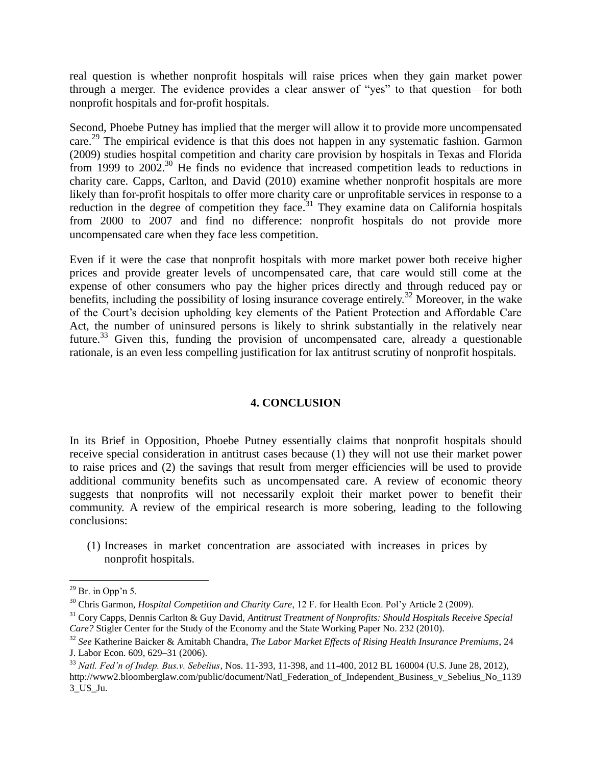real question is whether nonprofit hospitals will raise prices when they gain market power through a merger. The evidence provides a clear answer of "yes" to that question—for both nonprofit hospitals and for-profit hospitals.

Second, Phoebe Putney has implied that the merger will allow it to provide more uncompensated care.[29] The empirical evidence is that this does not happen in any systematic fashion. Garmon (2009) studies hospital competition and charity care provision by hospitals in Texas and Florida from 1999 to 2002.[30] He finds no evidence that increased competition leads to reductions in charity care. Capps, Carlton, and David (2010) examine whether nonprofit hospitals are more likely than for-profit hospitals to offer more charity care or unprofitable services in response to a reduction in the degree of competition they face.[31] They examine data on California hospitals from 2000 to 2007 and find no difference: nonprofit hospitals do not provide more uncompensated care when they face less competition.

Even if it were the case that nonprofit hospitals with more market power both receive higher prices and provide greater levels of uncompensated care, that care would still come at the expense of other consumers who pay the higher prices directly and through reduced pay or benefits, including the possibility of losing insurance coverage entirely.[32] Moreover, in the wake of the Court's decision upholding key elements of the Patient Protection and Affordable Care Act, the number of uninsured persons is likely to shrink substantially in the relatively near future.[33] Given this, funding the provision of uncompensated care, already a questionable rationale, is an even less compelling justification for lax antitrust scrutiny of nonprofit hospitals.

## 4. CONCLUSION

In its Brief in Opposition, Phoebe Putney essentially claims that nonprofit hospitals should receive special consideration in antitrust cases because (1) they will not use their market power to raise prices and (2) the savings that result from merger efficiencies will be used to provide additional community benefits such as uncompensated care. A review of economic theory suggests that nonprofits will not necessarily exploit their market power to benefit their community. A review of the empirical research is more sobering, leading to the following conclusions:

(1) Increases in market concentration are associated with increases in prices by nonprofit hospitals.

---

[29] Br. in Opp'n 5.

[30] Chris Garmon, *Hospital Competition and Charity Care*, 12 F. for Health Econ. Pol'y Article 2 (2009).

[31] Cory Capps, Dennis Carlton & Guy David, *Antitrust Treatment of Nonprofits: Should Hospitals Receive Special Care?* Stigler Center for the Study of the Economy and the State Working Paper No. 232 (2010).

[32] *See* Katherine Baicker & Amitabh Chandra, *The Labor Market Effects of Rising Health Insurance Premiums*, 24 J. Labor Econ. 609, 629–31 (2006).

[33] *Natl. Fed'n of Indep. Bus.v. Sebelius*, Nos. 11-393, 11-398, and 11-400, 2012 BL 160004 (U.S. June 28, 2012), http://www2.bloomberglaw.com/public/document/Natl_Federation_of_Independent_Business_v_Sebelius_No_11393_US_Ju.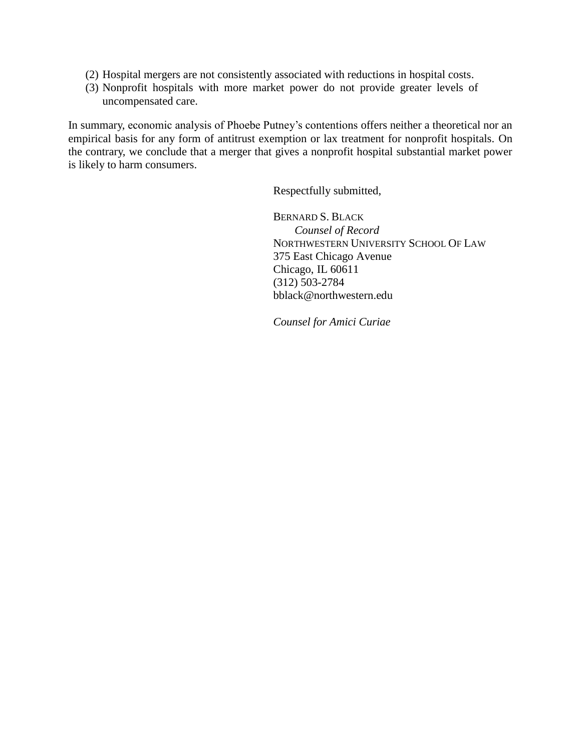(2) Hospital mergers are not consistently associated with reductions in hospital costs.
(3) Nonprofit hospitals with more market power do not provide greater levels of uncompensated care.

In summary, economic analysis of Phoebe Putney's contentions offers neither a theoretical nor an empirical basis for any form of antitrust exemption or lax treatment for nonprofit hospitals. On the contrary, we conclude that a merger that gives a nonprofit hospital substantial market power is likely to harm consumers.

Respectfully submitted,

BERNARD S. BLACK
*Counsel of Record*
NORTHWESTERN UNIVERSITY SCHOOL OF LAW
375 East Chicago Avenue
Chicago, IL 60611
(312) 503-2784
bblack@northwestern.edu

*Counsel for Amici Curiae*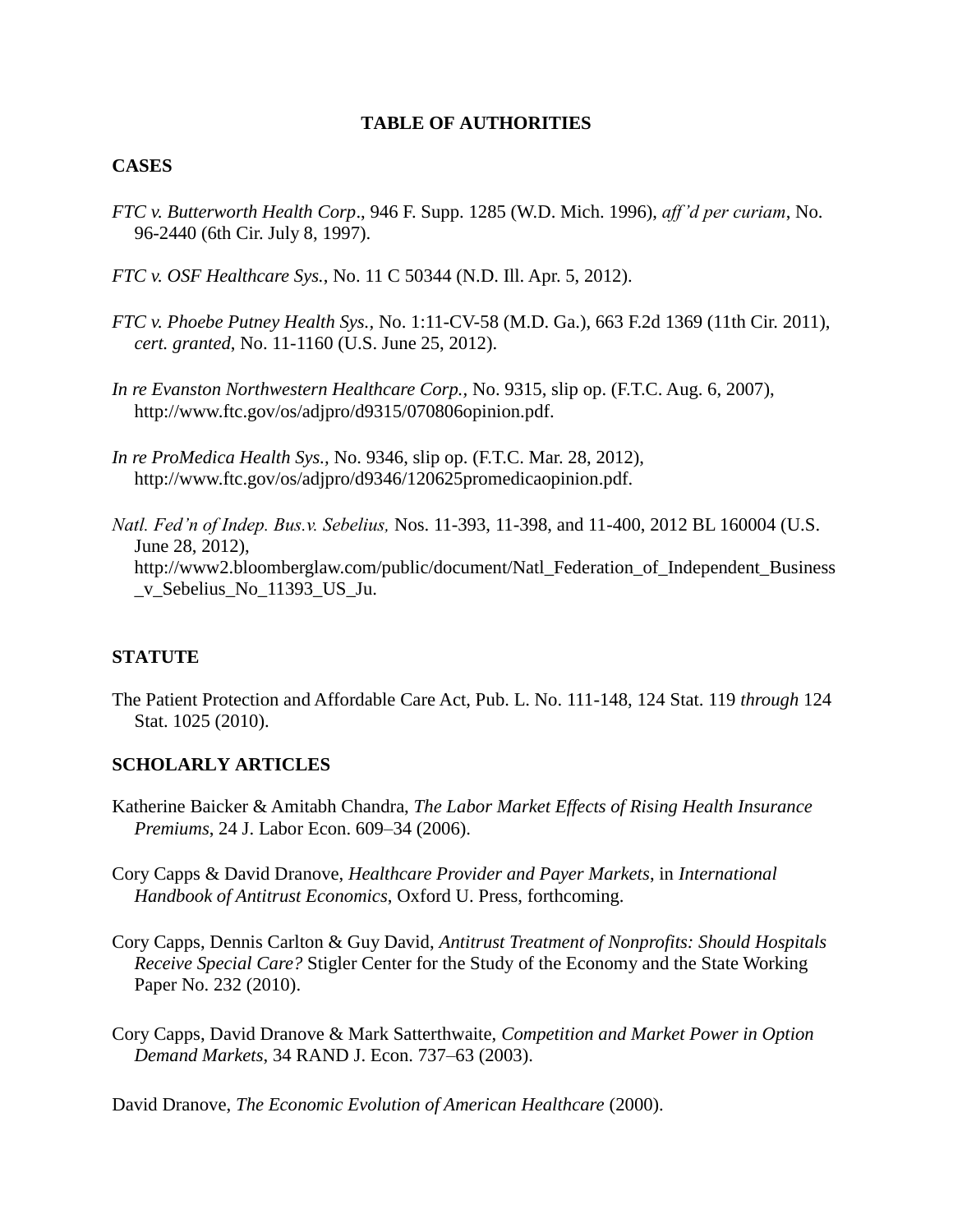# TABLE OF AUTHORITIES

## CASES

*FTC v. Butterworth Health Corp*., 946 F. Supp. 1285 (W.D. Mich. 1996), *aff'd per curiam*, No. 96-2440 (6th Cir. July 8, 1997).

*FTC v. OSF Healthcare Sys.*, No. 11 C 50344 (N.D. Ill. Apr. 5, 2012).

*FTC v. Phoebe Putney Health Sys.*, No. 1:11-CV-58 (M.D. Ga.), 663 F.2d 1369 (11th Cir. 2011), *cert. granted*, No. 11-1160 (U.S. June 25, 2012).

*In re Evanston Northwestern Healthcare Corp.*, No. 9315, slip op. (F.T.C. Aug. 6, 2007), http://www.ftc.gov/os/adjpro/d9315/070806opinion.pdf.

*In re ProMedica Health Sys.*, No. 9346, slip op. (F.T.C. Mar. 28, 2012), http://www.ftc.gov/os/adjpro/d9346/120625promedicaopinion.pdf.

*Natl. Fed'n of Indep. Bus.v. Sebelius,* Nos. 11-393, 11-398, and 11-400, 2012 BL 160004 (U.S. June 28, 2012), http://www2.bloomberglaw.com/public/document/Natl_Federation_of_Independent_Business_v_Sebelius_No_11393_US_Ju.

## STATUTE

The Patient Protection and Affordable Care Act, Pub. L. No. 111-148, 124 Stat. 119 *through* 124 Stat. 1025 (2010).

## SCHOLARLY ARTICLES

Katherine Baicker & Amitabh Chandra, *The Labor Market Effects of Rising Health Insurance Premiums*, 24 J. Labor Econ. 609–34 (2006).

Cory Capps & David Dranove, *Healthcare Provider and Payer Markets*, in *International Handbook of Antitrust Economics*, Oxford U. Press, forthcoming.

Cory Capps, Dennis Carlton & Guy David, *Antitrust Treatment of Nonprofits: Should Hospitals Receive Special Care?* Stigler Center for the Study of the Economy and the State Working Paper No. 232 (2010).

Cory Capps, David Dranove & Mark Satterthwaite, *Competition and Market Power in Option Demand Markets*, 34 RAND J. Econ. 737–63 (2003).

David Dranove, *The Economic Evolution of American Healthcare* (2000).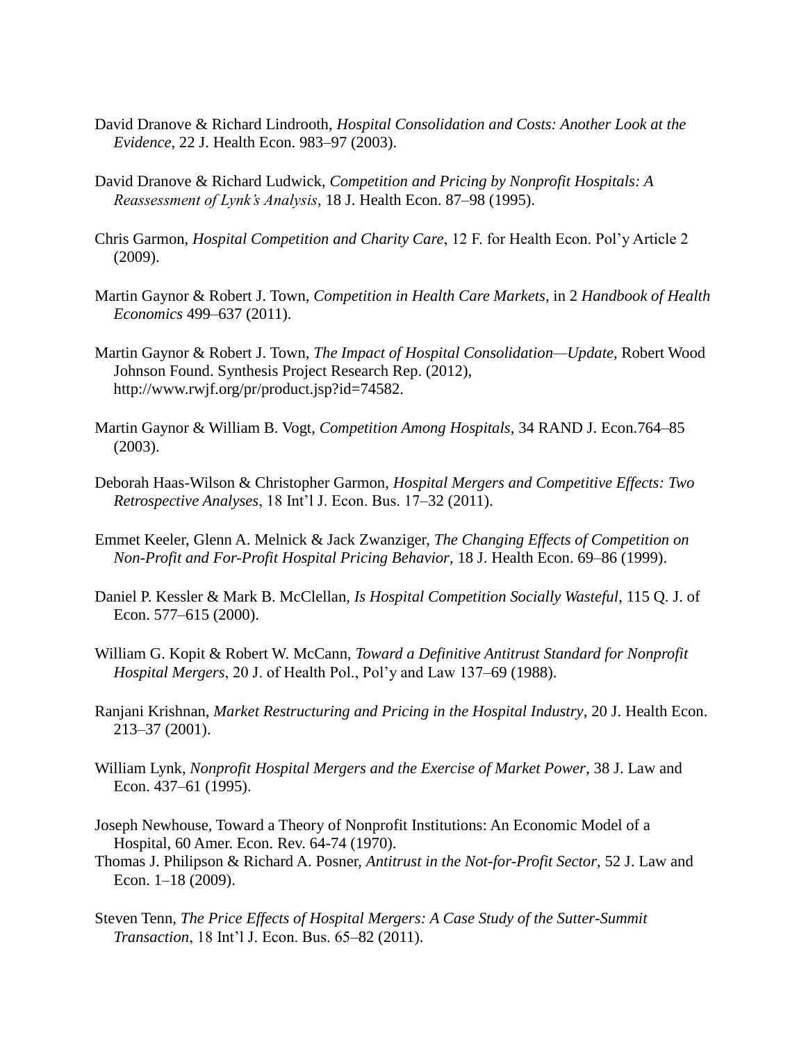David Dranove & Richard Lindrooth, *Hospital Consolidation and Costs: Another Look at the Evidence*, 22 J. Health Econ. 983–97 (2003).

David Dranove & Richard Ludwick, *Competition and Pricing by Nonprofit Hospitals: A Reassessment of Lynk's Analysis*, 18 J. Health Econ. 87–98 (1995).

Chris Garmon, *Hospital Competition and Charity Care*, 12 F. for Health Econ. Pol'y Article 2 (2009).

Martin Gaynor & Robert J. Town, *Competition in Health Care Markets*, in 2 *Handbook of Health Economics* 499–637 (2011).

Martin Gaynor & Robert J. Town, *The Impact of Hospital Consolidation—Update*, Robert Wood Johnson Found. Synthesis Project Research Rep. (2012), http://www.rwjf.org/pr/product.jsp?id=74582.

Martin Gaynor & William B. Vogt, *Competition Among Hospitals*, 34 RAND J. Econ.764–85 (2003).

Deborah Haas-Wilson & Christopher Garmon, *Hospital Mergers and Competitive Effects: Two Retrospective Analyses*, 18 Int'l J. Econ. Bus. 17–32 (2011).

Emmet Keeler, Glenn A. Melnick & Jack Zwanziger, *The Changing Effects of Competition on Non-Profit and For-Profit Hospital Pricing Behavior*, 18 J. Health Econ. 69–86 (1999).

Daniel P. Kessler & Mark B. McClellan, *Is Hospital Competition Socially Wasteful*, 115 Q. J. of Econ. 577–615 (2000).

William G. Kopit & Robert W. McCann, *Toward a Definitive Antitrust Standard for Nonprofit Hospital Mergers*, 20 J. of Health Pol., Pol'y and Law 137–69 (1988).

Ranjani Krishnan, *Market Restructuring and Pricing in the Hospital Industry*, 20 J. Health Econ. 213–37 (2001).

William Lynk, *Nonprofit Hospital Mergers and the Exercise of Market Power*, 38 J. Law and Econ. 437–61 (1995).

Joseph Newhouse, Toward a Theory of Nonprofit Institutions: An Economic Model of a Hospital, 60 Amer. Econ. Rev. 64-74 (1970).

Thomas J. Philipson & Richard A. Posner, *Antitrust in the Not-for-Profit Sector*, 52 J. Law and Econ. 1–18 (2009).

Steven Tenn, *The Price Effects of Hospital Mergers: A Case Study of the Sutter-Summit Transaction*, 18 Int'l J. Econ. Bus. 65–82 (2011).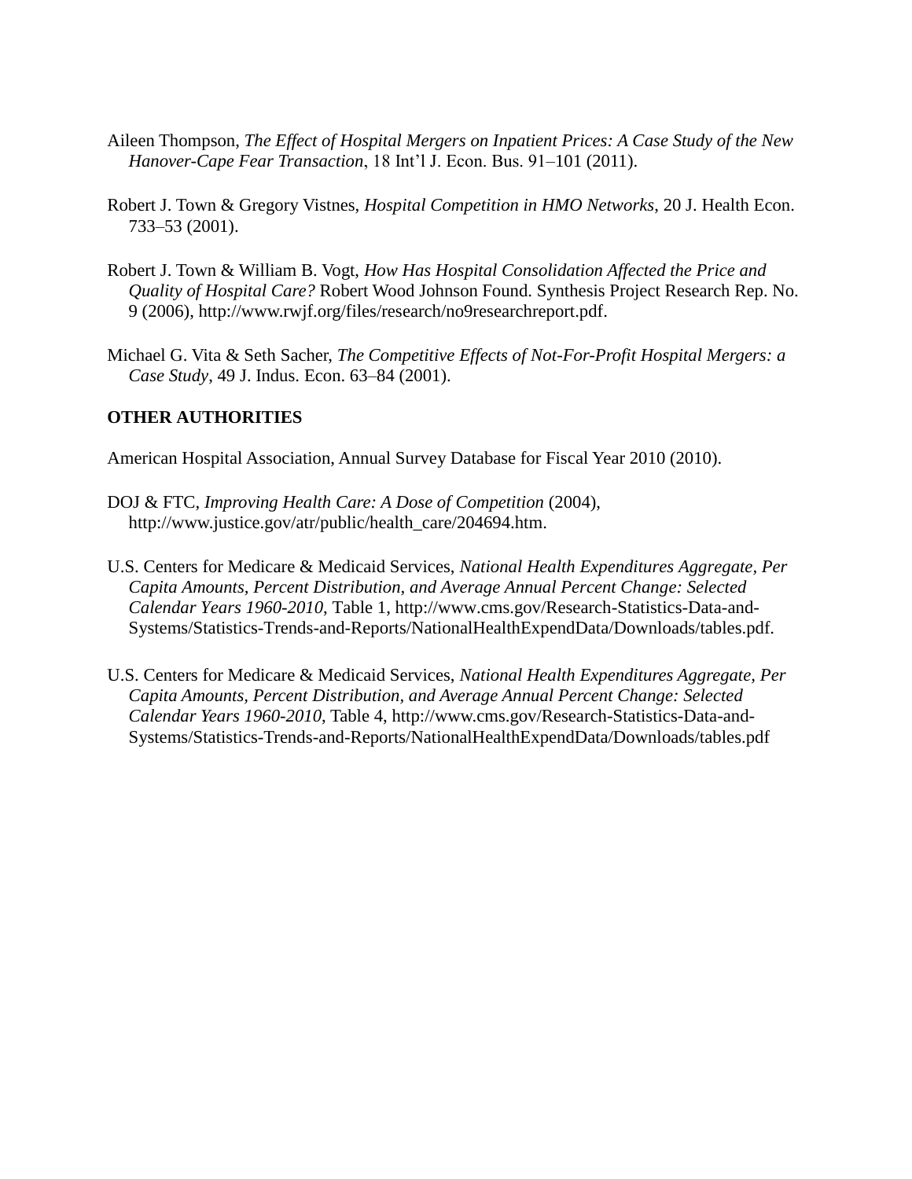Aileen Thompson, *The Effect of Hospital Mergers on Inpatient Prices: A Case Study of the New Hanover-Cape Fear Transaction*, 18 Int'l J. Econ. Bus. 91–101 (2011).

Robert J. Town & Gregory Vistnes, *Hospital Competition in HMO Networks*, 20 J. Health Econ. 733–53 (2001).

Robert J. Town & William B. Vogt, *How Has Hospital Consolidation Affected the Price and Quality of Hospital Care?* Robert Wood Johnson Found. Synthesis Project Research Rep. No. 9 (2006), http://www.rwjf.org/files/research/no9researchreport.pdf.

Michael G. Vita & Seth Sacher, *The Competitive Effects of Not-For-Profit Hospital Mergers: a Case Study*, 49 J. Indus. Econ. 63–84 (2001).

**OTHER AUTHORITIES**

American Hospital Association, Annual Survey Database for Fiscal Year 2010 (2010).

DOJ & FTC, *Improving Health Care: A Dose of Competition* (2004), http://www.justice.gov/atr/public/health_care/204694.htm.

U.S. Centers for Medicare & Medicaid Services, *National Health Expenditures Aggregate, Per Capita Amounts, Percent Distribution, and Average Annual Percent Change: Selected Calendar Years 1960-2010*, Table 1, http://www.cms.gov/Research-Statistics-Data-and-Systems/Statistics-Trends-and-Reports/NationalHealthExpendData/Downloads/tables.pdf.

U.S. Centers for Medicare & Medicaid Services, *National Health Expenditures Aggregate, Per Capita Amounts, Percent Distribution, and Average Annual Percent Change: Selected Calendar Years 1960-2010*, Table 4, http://www.cms.gov/Research-Statistics-Data-and-Systems/Statistics-Trends-and-Reports/NationalHealthExpendData/Downloads/tables.pdf